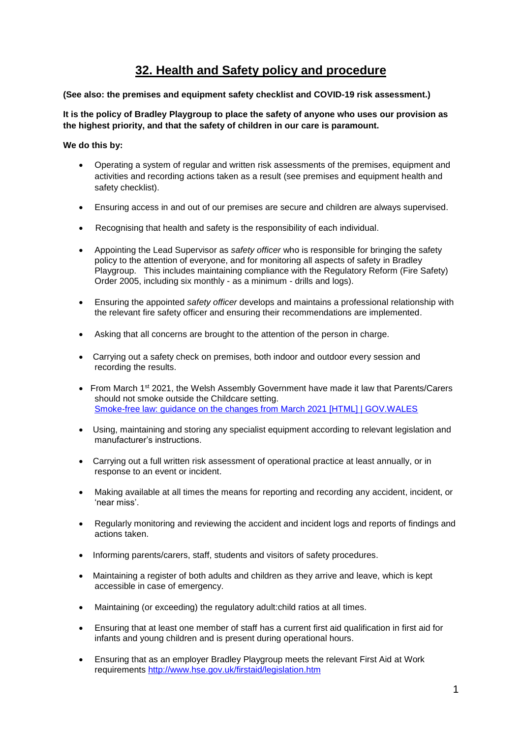# 32. Health and Safety policy and procedure

**(See also: the premises and equipment safety checklist and COVID-19 risk assessment.)**

**It is the policy of Bradley Playgroup to place the safety of anyone who uses our provision as the highest priority, and that the safety of children in our care is paramount.**

**We do this by:**

- Operating a system of regular and written risk assessments of the premises, equipment and activities and recording actions taken as a result (see premises and equipment health and safety checklist).
- Ensuring access in and out of our premises are secure and children are always supervised.
- Recognising that health and safety is the responsibility of each individual.
- Appointing the Lead Supervisor as *safety officer* who is responsible for bringing the safety policy to the attention of everyone, and for monitoring all aspects of safety in Bradley Playgroup. This includes maintaining compliance with the Regulatory Reform (Fire Safety) Order 2005, including six monthly - as a minimum - drills and logs).
- Ensuring the appointed *safety officer* develops and maintains a professional relationship with the relevant fire safety officer and ensuring their recommendations are implemented.
- Asking that all concerns are brought to the attention of the person in charge.
- Carrying out a safety check on premises, both indoor and outdoor every session and recording the results.
- From March 1st 2021, the Welsh Assembly Government have made it law that Parents/Carers should not smoke outside the Childcare setting. [Smoke-free law: guidance on the changes from March 2021 [HTML] | GOV.WALES]
- Using, maintaining and storing any specialist equipment according to relevant legislation and manufacturer's instructions.
- Carrying out a full written risk assessment of operational practice at least annually, or in response to an event or incident.
- Making available at all times the means for reporting and recording any accident, incident, or 'near miss'.
- Regularly monitoring and reviewing the accident and incident logs and reports of findings and actions taken.
- Informing parents/carers, staff, students and visitors of safety procedures.
- Maintaining a register of both adults and children as they arrive and leave, which is kept accessible in case of emergency.
- Maintaining (or exceeding) the regulatory adult:child ratios at all times.
- Ensuring that at least one member of staff has a current first aid qualification in first aid for infants and young children and is present during operational hours.
- Ensuring that as an employer Bradley Playgroup meets the relevant First Aid at Work requirements http://www.hse.gov.uk/firstaid/legislation.htm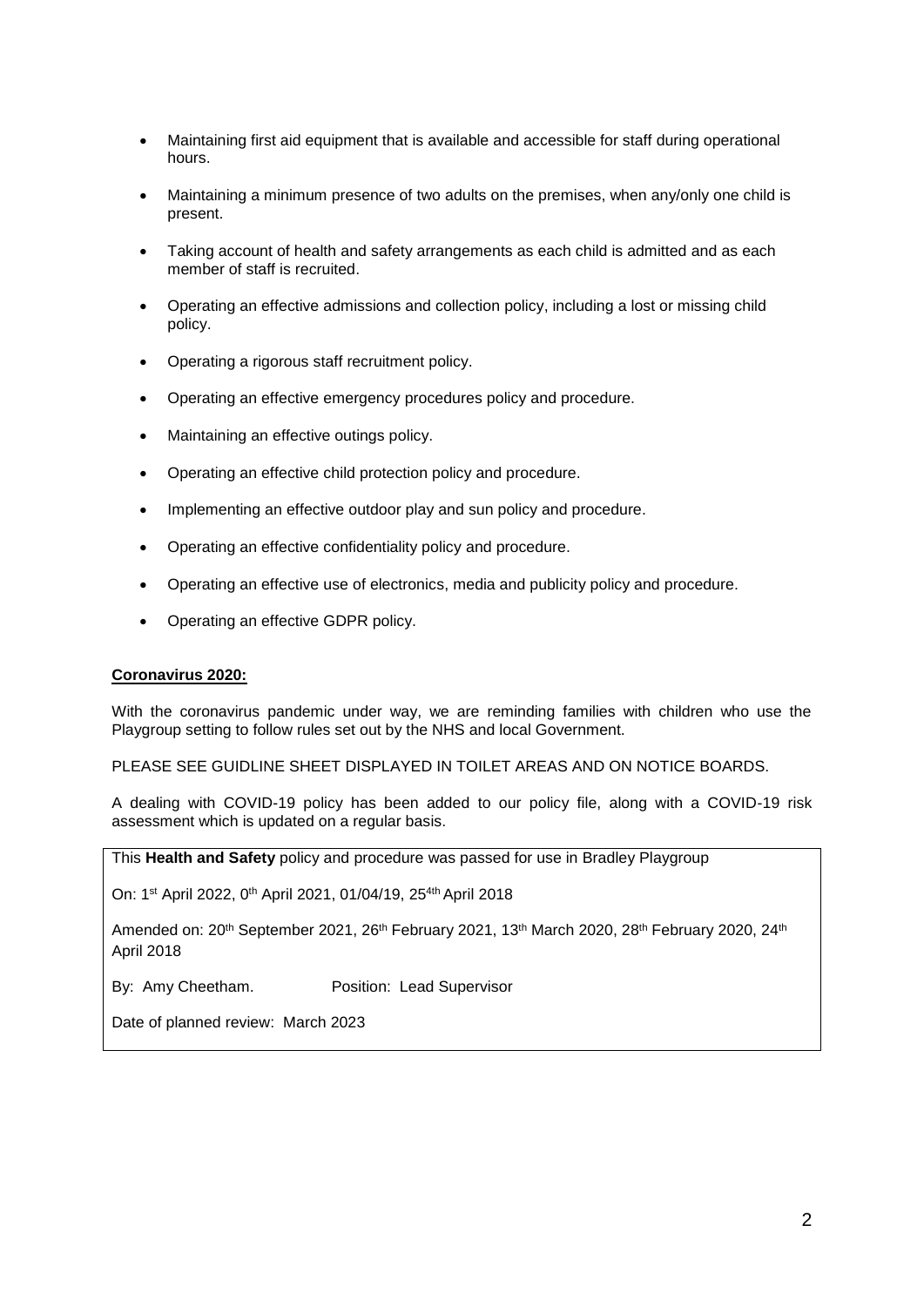- Maintaining first aid equipment that is available and accessible for staff during operational hours.
- Maintaining a minimum presence of two adults on the premises, when any/only one child is present.
- Taking account of health and safety arrangements as each child is admitted and as each member of staff is recruited.
- Operating an effective admissions and collection policy, including a lost or missing child policy.
- Operating a rigorous staff recruitment policy.
- Operating an effective emergency procedures policy and procedure.
- Maintaining an effective outings policy.
- Operating an effective child protection policy and procedure.
- Implementing an effective outdoor play and sun policy and procedure.
- Operating an effective confidentiality policy and procedure.
- Operating an effective use of electronics, media and publicity policy and procedure.
- Operating an effective GDPR policy.

**Coronavirus 2020:**

With the coronavirus pandemic under way, we are reminding families with children who use the Playgroup setting to follow rules set out by the NHS and local Government.

PLEASE SEE GUIDLINE SHEET DISPLAYED IN TOILET AREAS AND ON NOTICE BOARDS.

A dealing with COVID-19 policy has been added to our policy file, along with a COVID-19 risk assessment which is updated on a regular basis.

This **Health and Safety** policy and procedure was passed for use in Bradley Playgroup

On: 1st April 2022, 0th April 2021, 01/04/19, 254th April 2018

Amended on: 20th September 2021, 26th February 2021, 13th March 2020, 28th February 2020, 24th April 2018

By: Amy Cheetham. Position: Lead Supervisor

Date of planned review: March 2023